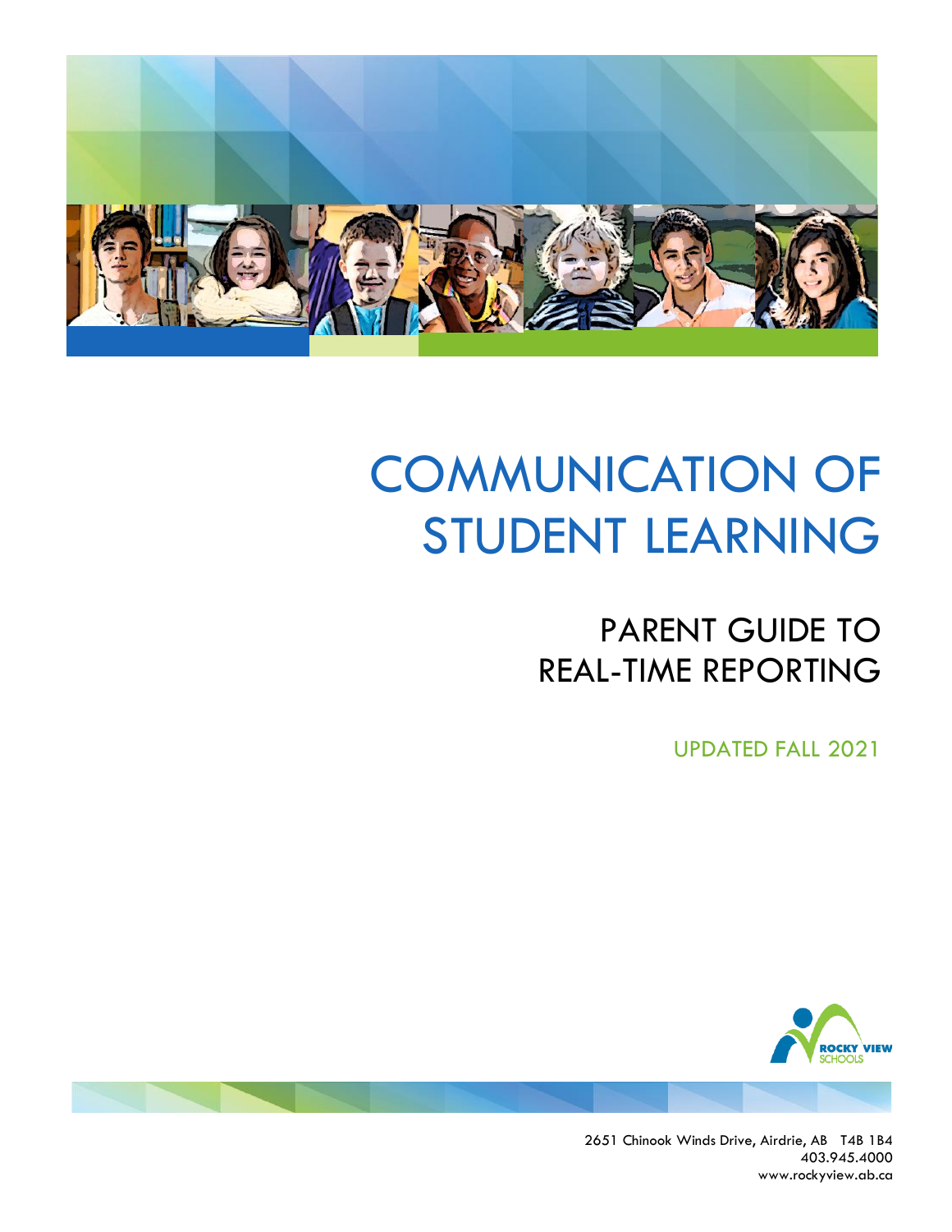# COMMUNICATION OF STUDENT LEARNING

## PARENT GUIDE TO REAL-TIME REPORTING

UPDATED FALL 2021

ROCKY VIEW SCHOOLS

2651 Chinook Winds Drive, Airdrie, AB T4B 1B4
403.945.4000
www.rockyview.ab.ca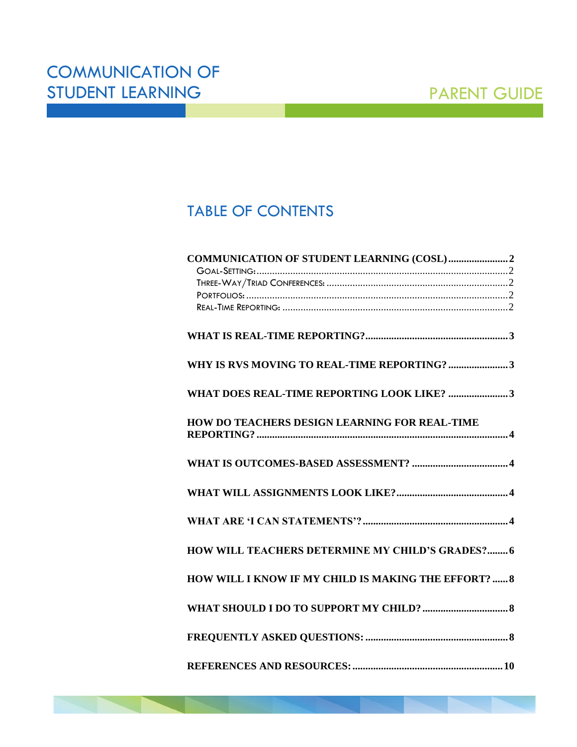# COMMUNICATION OF STUDENT LEARNING

PARENT GUIDE

## TABLE OF CONTENTS

**COMMUNICATION OF STUDENT LEARNING (COSL)** ....................... **2**
- GOAL-SETTING: ........................................................................................ 2
- THREE-WAY/TRIAD CONFERENCES: ........................................................ 2
- PORTFOLIOS: ............................................................................................ 2
- REAL-TIME REPORTING: ........................................................................... 2

**WHAT IS REAL-TIME REPORTING?** ....................................................... **3**

**WHY IS RVS MOVING TO REAL-TIME REPORTING?** ....................... **3**

**WHAT DOES REAL-TIME REPORTING LOOK LIKE?** ....................... **3**

**HOW DO TEACHERS DESIGN LEARNING FOR REAL-TIME REPORTING?** ................................................................................................ **4**

**WHAT IS OUTCOMES-BASED ASSESSMENT?** ..................................... **4**

**WHAT WILL ASSIGNMENTS LOOK LIKE?** ........................................... **4**

**WHAT ARE 'I CAN STATEMENTS'?** ........................................................ **4**

**HOW WILL TEACHERS DETERMINE MY CHILD'S GRADES?** ........ **6**

**HOW WILL I KNOW IF MY CHILD IS MAKING THE EFFORT?** ...... **8**

**WHAT SHOULD I DO TO SUPPORT MY CHILD?** ................................. **8**

**FREQUENTLY ASKED QUESTIONS:** ....................................................... **8**

**REFERENCES AND RESOURCES:** ......................................................... **10**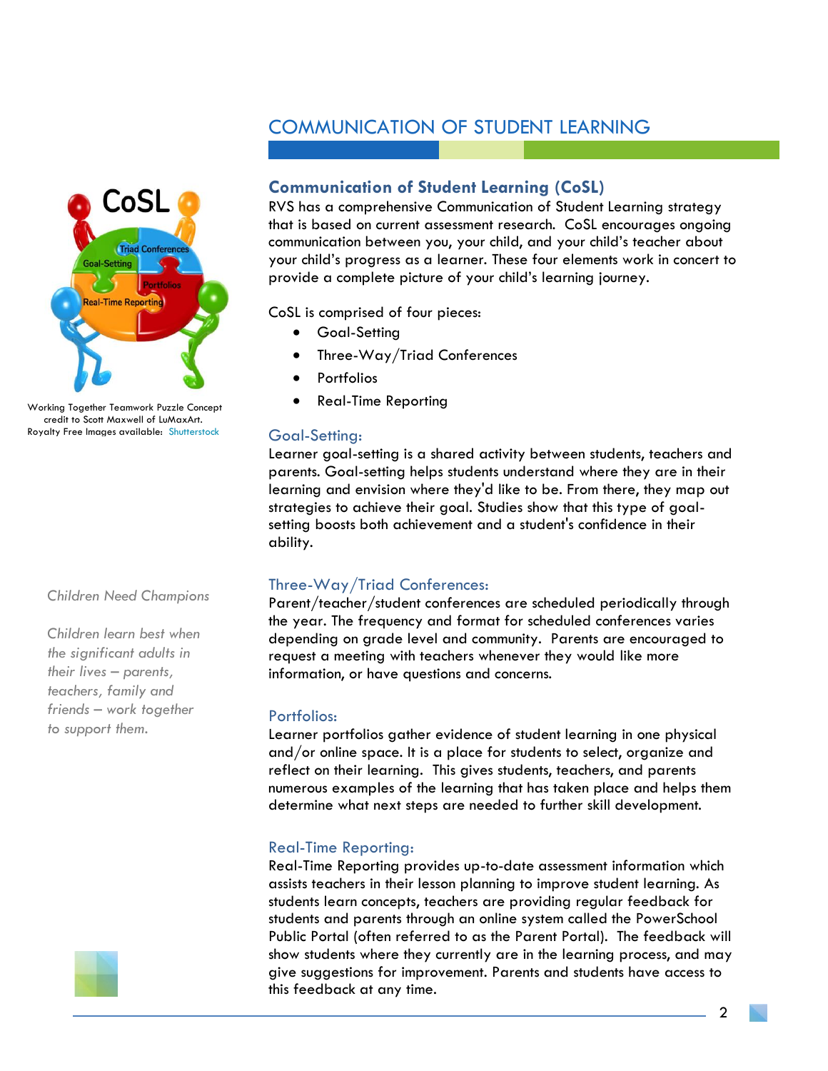# COMMUNICATION OF STUDENT LEARNING

Working Together Teamwork Puzzle Concept credit to Scott Maxwell of LuMaxArt. Royalty Free Images available: Shutterstock

*Children Need Champions*

*Children learn best when the significant adults in their lives – parents, teachers, family and friends – work together to support them.*

## Communication of Student Learning (CoSL)

RVS has a comprehensive Communication of Student Learning strategy that is based on current assessment research. CoSL encourages ongoing communication between you, your child, and your child's teacher about your child's progress as a learner. These four elements work in concert to provide a complete picture of your child's learning journey.

CoSL is comprised of four pieces:

- Goal-Setting
- Three-Way/Triad Conferences
- Portfolios
- Real-Time Reporting

### Goal-Setting:

Learner goal-setting is a shared activity between students, teachers and parents. Goal-setting helps students understand where they are in their learning and envision where they'd like to be. From there, they map out strategies to achieve their goal. Studies show that this type of goal-setting boosts both achievement and a student's confidence in their ability.

### Three-Way/Triad Conferences:

Parent/teacher/student conferences are scheduled periodically through the year. The frequency and format for scheduled conferences varies depending on grade level and community. Parents are encouraged to request a meeting with teachers whenever they would like more information, or have questions and concerns.

### Portfolios:

Learner portfolios gather evidence of student learning in one physical and/or online space. It is a place for students to select, organize and reflect on their learning. This gives students, teachers, and parents numerous examples of the learning that has taken place and helps them determine what next steps are needed to further skill development.

### Real-Time Reporting:

Real-Time Reporting provides up-to-date assessment information which assists teachers in their lesson planning to improve student learning. As students learn concepts, teachers are providing regular feedback for students and parents through an online system called the PowerSchool Public Portal (often referred to as the Parent Portal). The feedback will show students where they currently are in the learning process, and may give suggestions for improvement. Parents and students have access to this feedback at any time.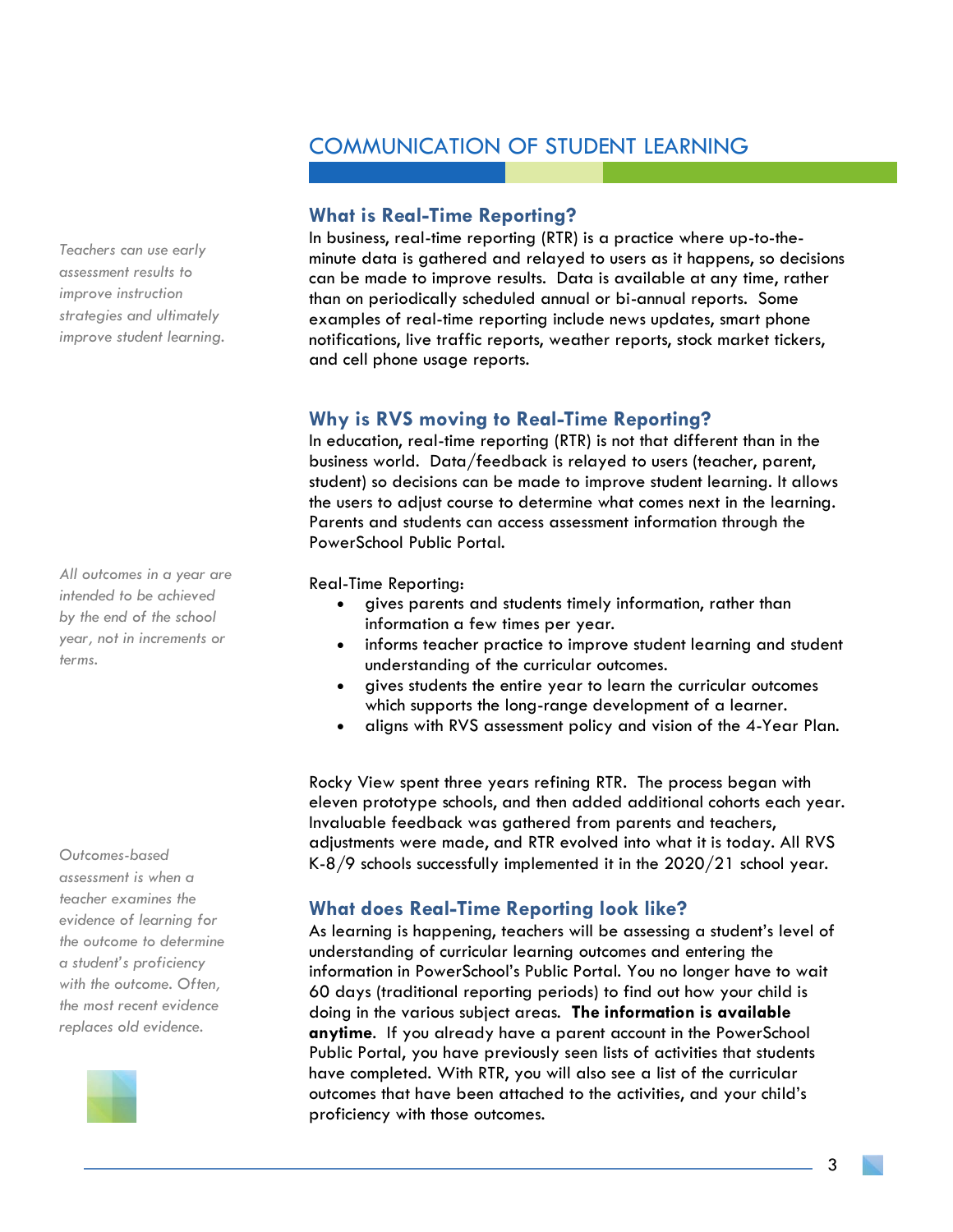# COMMUNICATION OF STUDENT LEARNING

## What is Real-Time Reporting?

*Teachers can use early assessment results to improve instruction strategies and ultimately improve student learning.*

In business, real-time reporting (RTR) is a practice where up-to-the-minute data is gathered and relayed to users as it happens, so decisions can be made to improve results. Data is available at any time, rather than on periodically scheduled annual or bi-annual reports. Some examples of real-time reporting include news updates, smart phone notifications, live traffic reports, weather reports, stock market tickers, and cell phone usage reports.

## Why is RVS moving to Real-Time Reporting?

In education, real-time reporting (RTR) is not that different than in the business world. Data/feedback is relayed to users (teacher, parent, student) so decisions can be made to improve student learning. It allows the users to adjust course to determine what comes next in the learning. Parents and students can access assessment information through the PowerSchool Public Portal.

*All outcomes in a year are intended to be achieved by the end of the school year, not in increments or terms.*

Real-Time Reporting:

- gives parents and students timely information, rather than information a few times per year.
- informs teacher practice to improve student learning and student understanding of the curricular outcomes.
- gives students the entire year to learn the curricular outcomes which supports the long-range development of a learner.
- aligns with RVS assessment policy and vision of the 4-Year Plan.

Rocky View spent three years refining RTR. The process began with eleven prototype schools, and then added additional cohorts each year. Invaluable feedback was gathered from parents and teachers, adjustments were made, and RTR evolved into what it is today. All RVS K-8/9 schools successfully implemented it in the 2020/21 school year.

*Outcomes-based assessment is when a teacher examines the evidence of learning for the outcome to determine a student's proficiency with the outcome. Often, the most recent evidence replaces old evidence.*

## What does Real-Time Reporting look like?

As learning is happening, teachers will be assessing a student's level of understanding of curricular learning outcomes and entering the information in PowerSchool's Public Portal. You no longer have to wait 60 days (traditional reporting periods) to find out how your child is doing in the various subject areas. **The information is available anytime.** If you already have a parent account in the PowerSchool Public Portal, you have previously seen lists of activities that students have completed. With RTR, you will also see a list of the curricular outcomes that have been attached to the activities, and your child's proficiency with those outcomes.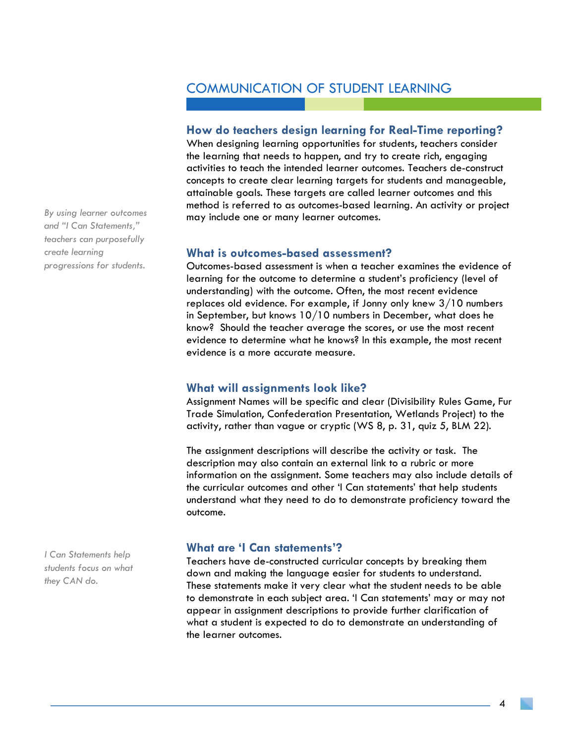## COMMUNICATION OF STUDENT LEARNING

### How do teachers design learning for Real-Time reporting?

When designing learning opportunities for students, teachers consider the learning that needs to happen, and try to create rich, engaging activities to teach the intended learner outcomes. Teachers de-construct concepts to create clear learning targets for students and manageable, attainable goals. These targets are called learner outcomes and this method is referred to as outcomes-based learning. An activity or project may include one or many learner outcomes.

*By using learner outcomes and "I Can Statements," teachers can purposefully create learning progressions for students.*

### What is outcomes-based assessment?

Outcomes-based assessment is when a teacher examines the evidence of learning for the outcome to determine a student's proficiency (level of understanding) with the outcome. Often, the most recent evidence replaces old evidence. For example, if Jonny only knew 3/10 numbers in September, but knows 10/10 numbers in December, what does he know? Should the teacher average the scores, or use the most recent evidence to determine what he knows? In this example, the most recent evidence is a more accurate measure.

### What will assignments look like?

Assignment Names will be specific and clear (Divisibility Rules Game, Fur Trade Simulation, Confederation Presentation, Wetlands Project) to the activity, rather than vague or cryptic (WS 8, p. 31, quiz 5, BLM 22).

The assignment descriptions will describe the activity or task. The description may also contain an external link to a rubric or more information on the assignment. Some teachers may also include details of the curricular outcomes and other 'I Can statements' that help students understand what they need to do to demonstrate proficiency toward the outcome.

### What are 'I Can statements'?

Teachers have de-constructed curricular concepts by breaking them down and making the language easier for students to understand. These statements make it very clear what the student needs to be able to demonstrate in each subject area. 'I Can statements' may or may not appear in assignment descriptions to provide further clarification of what a student is expected to do to demonstrate an understanding of the learner outcomes.

*I Can Statements help students focus on what they CAN do.*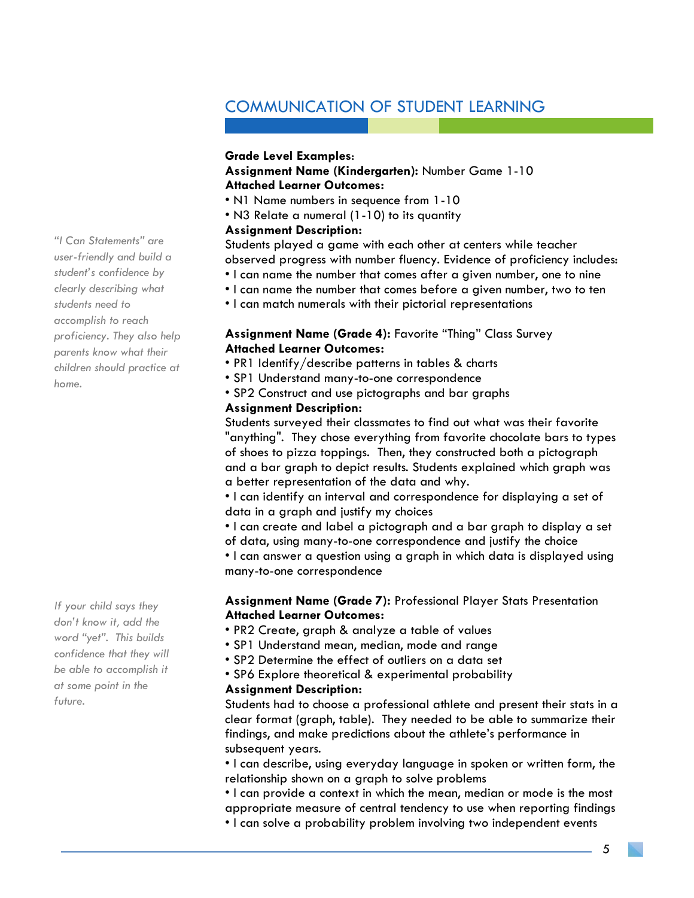## COMMUNICATION OF STUDENT LEARNING

*"I Can Statements" are user-friendly and build a student's confidence by clearly describing what students need to accomplish to reach proficiency. They also help parents know what their children should practice at home.*

**Grade Level Examples:**

**Assignment Name (Kindergarten):** Number Game 1-10

**Attached Learner Outcomes:**

- N1 Name numbers in sequence from 1-10
- N3 Relate a numeral (1-10) to its quantity

**Assignment Description:**

Students played a game with each other at centers while teacher observed progress with number fluency. Evidence of proficiency includes:

- I can name the number that comes after a given number, one to nine
- I can name the number that comes before a given number, two to ten
- I can match numerals with their pictorial representations

**Assignment Name (Grade 4):** Favorite "Thing" Class Survey

**Attached Learner Outcomes:**

- PR1 Identify/describe patterns in tables & charts
- SP1 Understand many-to-one correspondence
- SP2 Construct and use pictographs and bar graphs

**Assignment Description:**

Students surveyed their classmates to find out what was their favorite "anything". They chose everything from favorite chocolate bars to types of shoes to pizza toppings. Then, they constructed both a pictograph and a bar graph to depict results. Students explained which graph was a better representation of the data and why.

- I can identify an interval and correspondence for displaying a set of data in a graph and justify my choices
- I can create and label a pictograph and a bar graph to display a set of data, using many-to-one correspondence and justify the choice
- I can answer a question using a graph in which data is displayed using many-to-one correspondence

*If your child says they don't know it, add the word "yet". This builds confidence that they will be able to accomplish it at some point in the future.*

**Assignment Name (Grade 7):** Professional Player Stats Presentation

**Attached Learner Outcomes:**

- PR2 Create, graph & analyze a table of values
- SP1 Understand mean, median, mode and range
- SP2 Determine the effect of outliers on a data set
- SP6 Explore theoretical & experimental probability

**Assignment Description:**

Students had to choose a professional athlete and present their stats in a clear format (graph, table). They needed to be able to summarize their findings, and make predictions about the athlete's performance in subsequent years.

- I can describe, using everyday language in spoken or written form, the relationship shown on a graph to solve problems
- I can provide a context in which the mean, median or mode is the most appropriate measure of central tendency to use when reporting findings
- I can solve a probability problem involving two independent events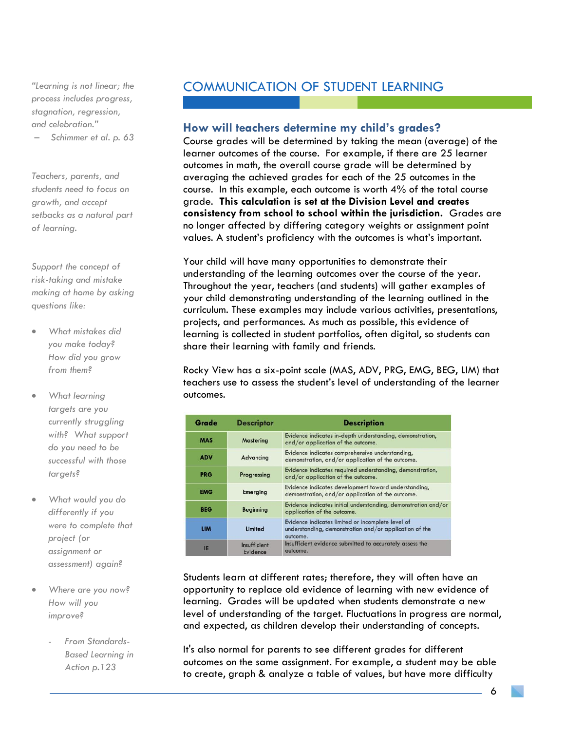## COMMUNICATION OF STUDENT LEARNING

### How will teachers determine my child's grades?

Course grades will be determined by taking the mean (average) of the learner outcomes of the course. For example, if there are 25 learner outcomes in math, the overall course grade will be determined by averaging the achieved grades for each of the 25 outcomes in the course. In this example, each outcome is worth 4% of the total course grade. **This calculation is set at the Division Level and creates consistency from school to school within the jurisdiction.** Grades are no longer affected by differing category weights or assignment point values. A student's proficiency with the outcomes is what's important.

Your child will have many opportunities to demonstrate their understanding of the learning outcomes over the course of the year. Throughout the year, teachers (and students) will gather examples of your child demonstrating understanding of the learning outlined in the curriculum. These examples may include various activities, presentations, projects, and performances. As much as possible, this evidence of learning is collected in student portfolios, often digital, so students can share their learning with family and friends.

Rocky View has a six-point scale (MAS, ADV, PRG, EMG, BEG, LIM) that teachers use to assess the student's level of understanding of the learner outcomes.

| Grade | Descriptor | Description |
|---|---|---|
| MAS | Mastering | Evidence indicates in-depth understanding, demonstration, and/or application of the outcome. |
| ADV | Advancing | Evidence indicates comprehensive understanding, demonstration, and/or application of the outcome. |
| PRG | Progressing | Evidence indicates required understanding, demonstration, and/or application of the outcome. |
| EMG | Emerging | Evidence indicates development toward understanding, demonstration, and/or application of the outcome. |
| BEG | Beginning | Evidence indicates initial understanding, demonstration and/or application of the outcome. |
| LIM | Limited | Evidence indicates limited or incomplete level of understanding, demonstration and/or application of the outcome. |
| IE | Insufficient Evidence | Insufficient evidence submitted to accurately assess the outcome. |

Students learn at different rates; therefore, they will often have an opportunity to replace old evidence of learning with new evidence of learning. Grades will be updated when students demonstrate a new level of understanding of the target. Fluctuations in progress are normal, and expected, as children develop their understanding of concepts.

It's also normal for parents to see different grades for different outcomes on the same assignment. For example, a student may be able to create, graph & analyze a table of values, but have more difficulty

*"Learning is not linear; the process includes progress, stagnation, regression, and celebration."*
*– Schimmer et al. p. 63*

*Teachers, parents, and students need to focus on growth, and accept setbacks as a natural part of learning.*

*Support the concept of risk-taking and mistake making at home by asking questions like:*

- *What mistakes did you make today? How did you grow from them?*
- *What learning targets are you currently struggling with? What support do you need to be successful with those targets?*
- *What would you do differently if you were to complete that project (or assignment or assessment) again?*
- *Where are you now? How will you improve?*
  - *From Standards-Based Learning in Action p.123*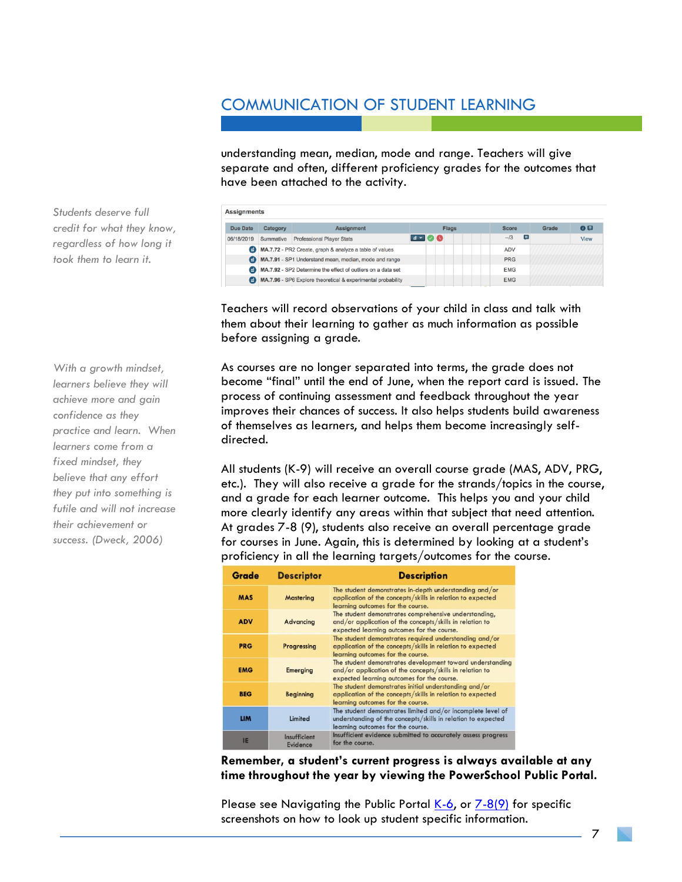## COMMUNICATION OF STUDENT LEARNING

understanding mean, median, mode and range. Teachers will give separate and often, different proficiency grades for the outcomes that have been attached to the activity.

*Students deserve full credit for what they know, regardless of how long it took them to learn it.*

**Assignments**

| Due Date | Category | Assignment | Flags | Score | Grade | |
|---|---|---|---|---|---|---|
| 06/18/2019 | Summative | Professional Player Stats | | --/3 | | View |
| | | MA.7.72 - PR2 Create, graph & analyze a table of values | | ADV | | |
| | | MA.7.91 - SP1 Understand mean, median, mode and range | | PRG | | |
| | | MA.7.92 - SP2 Determine the effect of outliers on a data set | | EMG | | |
| | | MA.7.96 - SP6 Explore theoretical & experimental probability | | EMG | | |

Teachers will record observations of your child in class and talk with them about their learning to gather as much information as possible before assigning a grade.

*With a growth mindset, learners believe they will achieve more and gain confidence as they practice and learn. When learners come from a fixed mindset, they believe that any effort they put into something is futile and will not increase their achievement or success. (Dweck, 2006)*

As courses are no longer separated into terms, the grade does not become "final" until the end of June, when the report card is issued. The process of continuing assessment and feedback throughout the year improves their chances of success. It also helps students build awareness of themselves as learners, and helps them become increasingly self-directed.

All students (K-9) will receive an overall course grade (MAS, ADV, PRG, etc.). They will also receive a grade for the strands/topics in the course, and a grade for each learner outcome. This helps you and your child more clearly identify any areas within that subject that need attention. At grades 7-8 (9), students also receive an overall percentage grade for courses in June. Again, this is determined by looking at a student's proficiency in all the learning targets/outcomes for the course.

| Grade | Descriptor | Description |
|---|---|---|
| MAS | Mastering | The student demonstrates in-depth understanding and/or application of the concepts/skills in relation to expected learning outcomes for the course. |
| ADV | Advancing | The student demonstrates comprehensive understanding, and/or application of the concepts/skills in relation to expected learning outcomes for the course. |
| PRG | Progressing | The student demonstrates required understanding and/or application of the concepts/skills in relation to expected learning outcomes for the course. |
| EMG | Emerging | The student demonstrates development toward understanding and/or application of the concepts/skills in relation to expected learning outcomes for the course. |
| BEG | Beginning | The student demonstrates initial understanding and/or application of the concepts/skills in relation to expected learning outcomes for the course. |
| LIM | Limited | The student demonstrates limited and/or incomplete level of understanding of the concepts/skills in relation to expected learning outcomes for the course. |
| IE | Insufficient Evidence | Insufficient evidence submitted to accurately assess progress for the course. |

**Remember, a student's current progress is always available at any time throughout the year by viewing the PowerSchool Public Portal.**

Please see Navigating the Public Portal K-6, or 7-8(9) for specific screenshots on how to look up student specific information.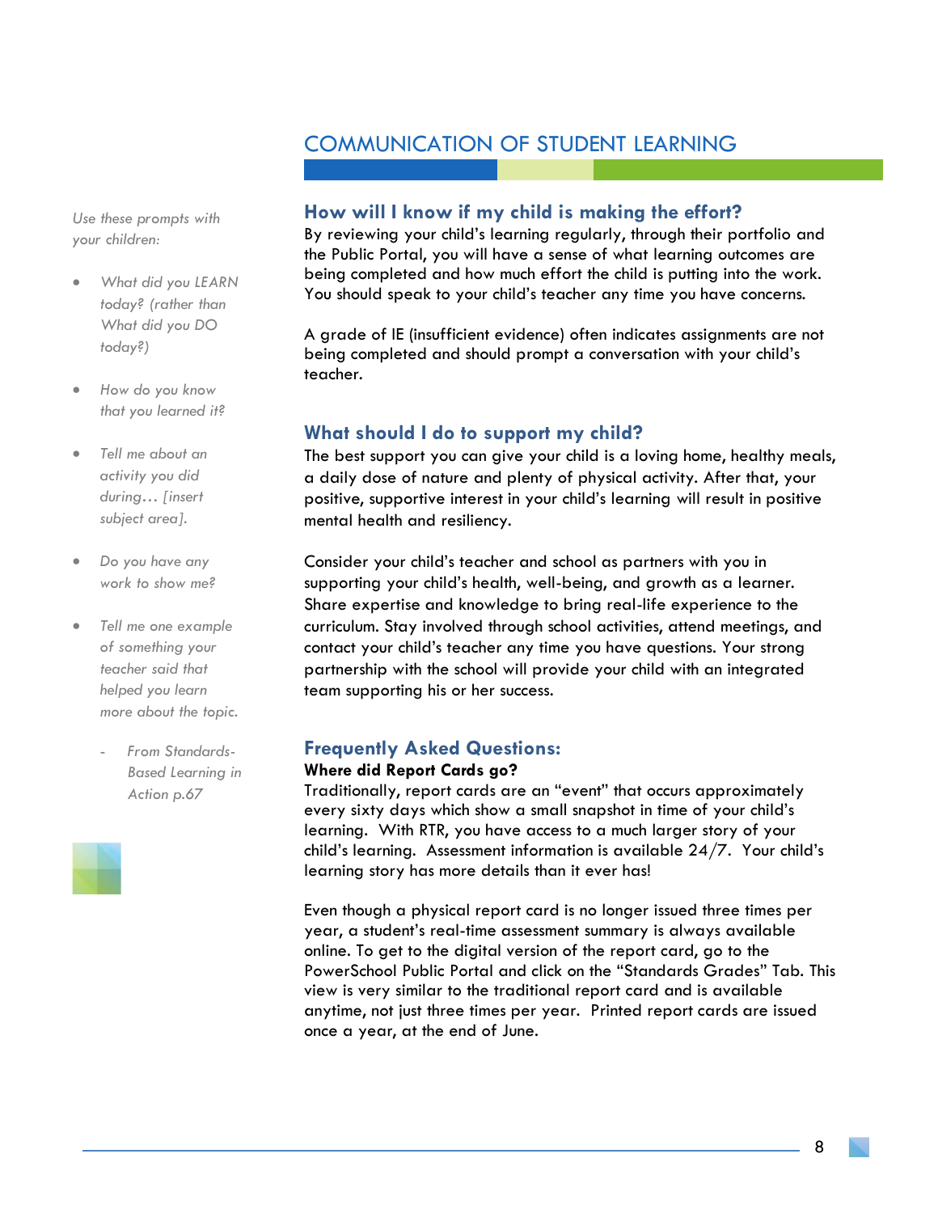## COMMUNICATION OF STUDENT LEARNING

### How will I know if my child is making the effort?

By reviewing your child's learning regularly, through their portfolio and the Public Portal, you will have a sense of what learning outcomes are being completed and how much effort the child is putting into the work. You should speak to your child's teacher any time you have concerns.

A grade of IE (insufficient evidence) often indicates assignments are not being completed and should prompt a conversation with your child's teacher.

### What should I do to support my child?

The best support you can give your child is a loving home, healthy meals, a daily dose of nature and plenty of physical activity. After that, your positive, supportive interest in your child's learning will result in positive mental health and resiliency.

Consider your child's teacher and school as partners with you in supporting your child's health, well-being, and growth as a learner. Share expertise and knowledge to bring real-life experience to the curriculum. Stay involved through school activities, attend meetings, and contact your child's teacher any time you have questions. Your strong partnership with the school will provide your child with an integrated team supporting his or her success.

*Use these prompts with your children:*

- *What did you LEARN today? (rather than What did you DO today?)*
- *How do you know that you learned it?*
- *Tell me about an activity you did during… [insert subject area].*
- *Do you have any work to show me?*
- *Tell me one example of something your teacher said that helped you learn more about the topic.*
  - *From Standards-Based Learning in Action p.67*

### Frequently Asked Questions:

**Where did Report Cards go?**

Traditionally, report cards are an "event" that occurs approximately every sixty days which show a small snapshot in time of your child's learning. With RTR, you have access to a much larger story of your child's learning. Assessment information is available 24/7. Your child's learning story has more details than it ever has!

Even though a physical report card is no longer issued three times per year, a student's real-time assessment summary is always available online. To get to the digital version of the report card, go to the PowerSchool Public Portal and click on the "Standards Grades" Tab. This view is very similar to the traditional report card and is available anytime, not just three times per year. Printed report cards are issued once a year, at the end of June.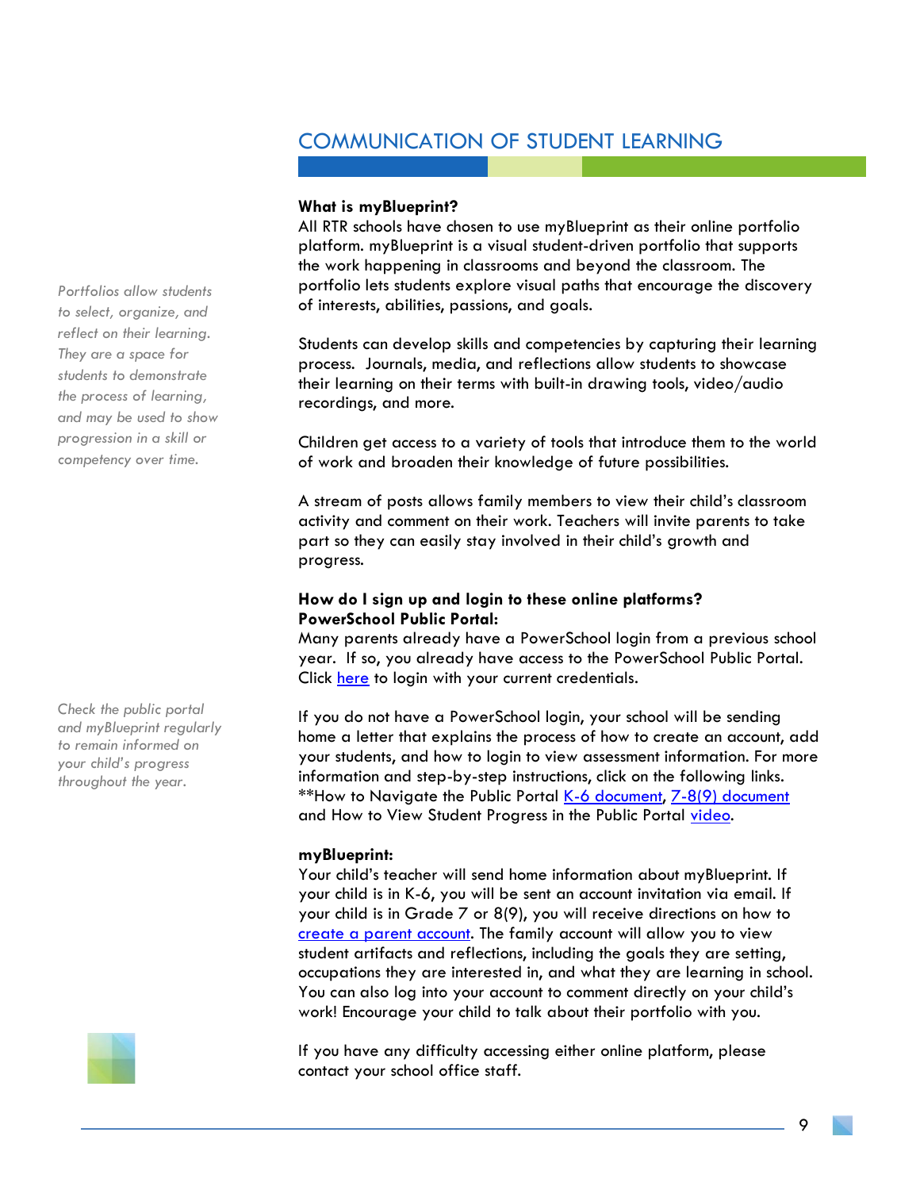## COMMUNICATION OF STUDENT LEARNING

*Portfolios allow students to select, organize, and reflect on their learning. They are a space for students to demonstrate the process of learning, and may be used to show progression in a skill or competency over time.*

**What is myBlueprint?**

All RTR schools have chosen to use myBlueprint as their online portfolio platform. myBlueprint is a visual student-driven portfolio that supports the work happening in classrooms and beyond the classroom. The portfolio lets students explore visual paths that encourage the discovery of interests, abilities, passions, and goals.

Students can develop skills and competencies by capturing their learning process. Journals, media, and reflections allow students to showcase their learning on their terms with built-in drawing tools, video/audio recordings, and more.

Children get access to a variety of tools that introduce them to the world of work and broaden their knowledge of future possibilities.

A stream of posts allows family members to view their child's classroom activity and comment on their work. Teachers will invite parents to take part so they can easily stay involved in their child's growth and progress.

**How do I sign up and login to these online platforms?**

**PowerSchool Public Portal:**

Many parents already have a PowerSchool login from a previous school year. If so, you already have access to the PowerSchool Public Portal. Click here to login with your current credentials.

*Check the public portal and myBlueprint regularly to remain informed on your child's progress throughout the year.*

If you do not have a PowerSchool login, your school will be sending home a letter that explains the process of how to create an account, add your students, and how to login to view assessment information. For more information and step-by-step instructions, click on the following links. **How to Navigate the Public Portal K-6 document, 7-8(9) document and How to View Student Progress in the Public Portal video.

**myBlueprint:**

Your child's teacher will send home information about myBlueprint. If your child is in K-6, you will be sent an account invitation via email. If your child is in Grade 7 or 8(9), you will receive directions on how to create a parent account. The family account will allow you to view student artifacts and reflections, including the goals they are setting, occupations they are interested in, and what they are learning in school. You can also log into your account to comment directly on your child's work! Encourage your child to talk about their portfolio with you.

If you have any difficulty accessing either online platform, please contact your school office staff.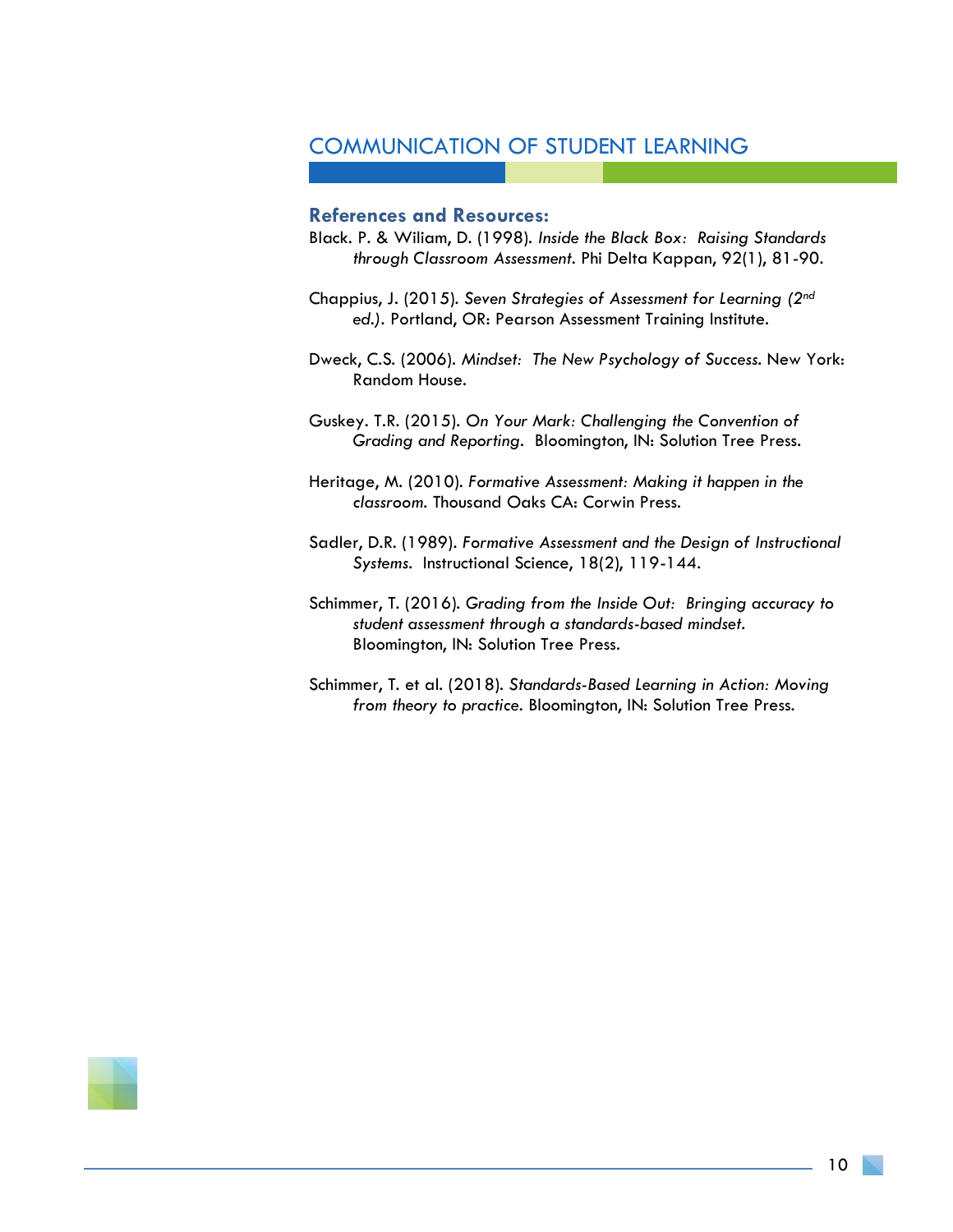# COMMUNICATION OF STUDENT LEARNING

### References and Resources:

Black. P. & Wiliam, D. (1998). *Inside the Black Box: Raising Standards through Classroom Assessment.* Phi Delta Kappan, 92(1), 81-90.

Chappius, J. (2015). *Seven Strategies of Assessment for Learning (2nd ed.).* Portland, OR: Pearson Assessment Training Institute.

Dweck, C.S. (2006). *Mindset: The New Psychology of Success.* New York: Random House.

Guskey. T.R. (2015). *On Your Mark: Challenging the Convention of Grading and Reporting.* Bloomington, IN: Solution Tree Press.

Heritage, M. (2010). *Formative Assessment: Making it happen in the classroom.* Thousand Oaks CA: Corwin Press.

Sadler, D.R. (1989). *Formative Assessment and the Design of Instructional Systems.* Instructional Science, 18(2), 119-144.

Schimmer, T. (2016). *Grading from the Inside Out: Bringing accuracy to student assessment through a standards-based mindset.* Bloomington, IN: Solution Tree Press.

Schimmer, T. et al. (2018). *Standards-Based Learning in Action: Moving from theory to practice.* Bloomington, IN: Solution Tree Press.